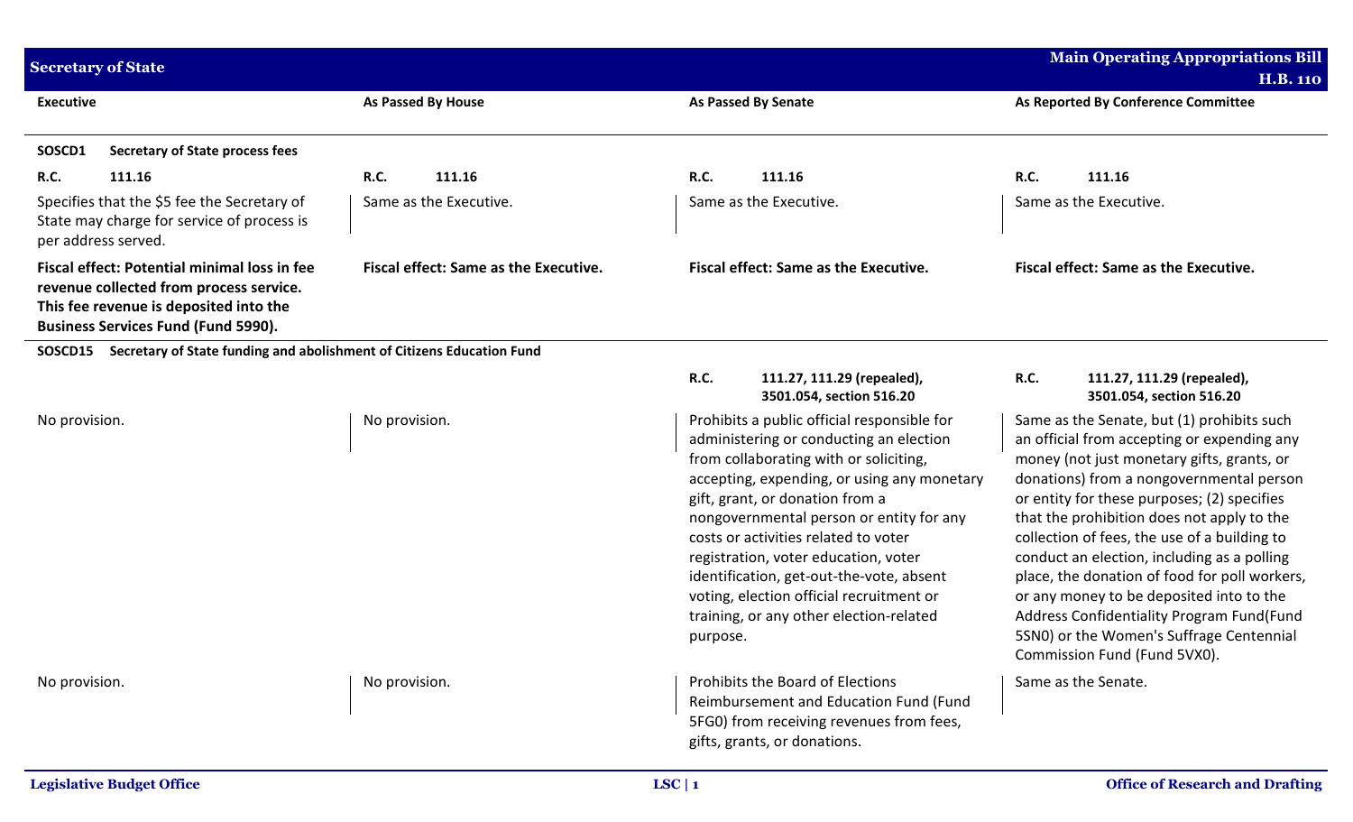| Executive | As Passed By House | As Passed By Senate | As Reported By Conference Committee |
|---|---|---|---|
| **SOSCD1 Secretary of State process fees** | | | |
| **R.C. 111.16** | **R.C. 111.16** | **R.C. 111.16** | **R.C. 111.16** |
| Specifies that the $5 fee the Secretary of State may charge for service of process is per address served. | Same as the Executive. | Same as the Executive. | Same as the Executive. |
| **Fiscal effect: Potential minimal loss in fee revenue collected from process service. This fee revenue is deposited into the Business Services Fund (Fund 5990).** | **Fiscal effect: Same as the Executive.** | **Fiscal effect: Same as the Executive.** | **Fiscal effect: Same as the Executive.** |
| **SOSCD15 Secretary of State funding and abolishment of Citizens Education Fund** | | | |
| | | **R.C. 111.27, 111.29 (repealed), 3501.054, section 516.20** | **R.C. 111.27, 111.29 (repealed), 3501.054, section 516.20** |
| No provision. | No provision. | Prohibits a public official responsible for administering or conducting an election from collaborating with or soliciting, accepting, expending, or using any monetary gift, grant, or donation from a nongovernmental person or entity for any costs or activities related to voter registration, voter education, voter identification, get-out-the-vote, absent voting, election official recruitment or training, or any other election-related purpose. | Same as the Senate, but (1) prohibits such an official from accepting or expending any money (not just monetary gifts, grants, or donations) from a nongovernmental person or entity for these purposes; (2) specifies that the prohibition does not apply to the collection of fees, the use of a building to conduct an election, including as a polling place, the donation of food for poll workers, or any money to be deposited into to the Address Confidentiality Program Fund(Fund 5SN0) or the Women's Suffrage Centennial Commission Fund (Fund 5VX0). |
| No provision. | No provision. | Prohibits the Board of Elections Reimbursement and Education Fund (Fund 5FG0) from receiving revenues from fees, gifts, grants, or donations. | Same as the Senate. |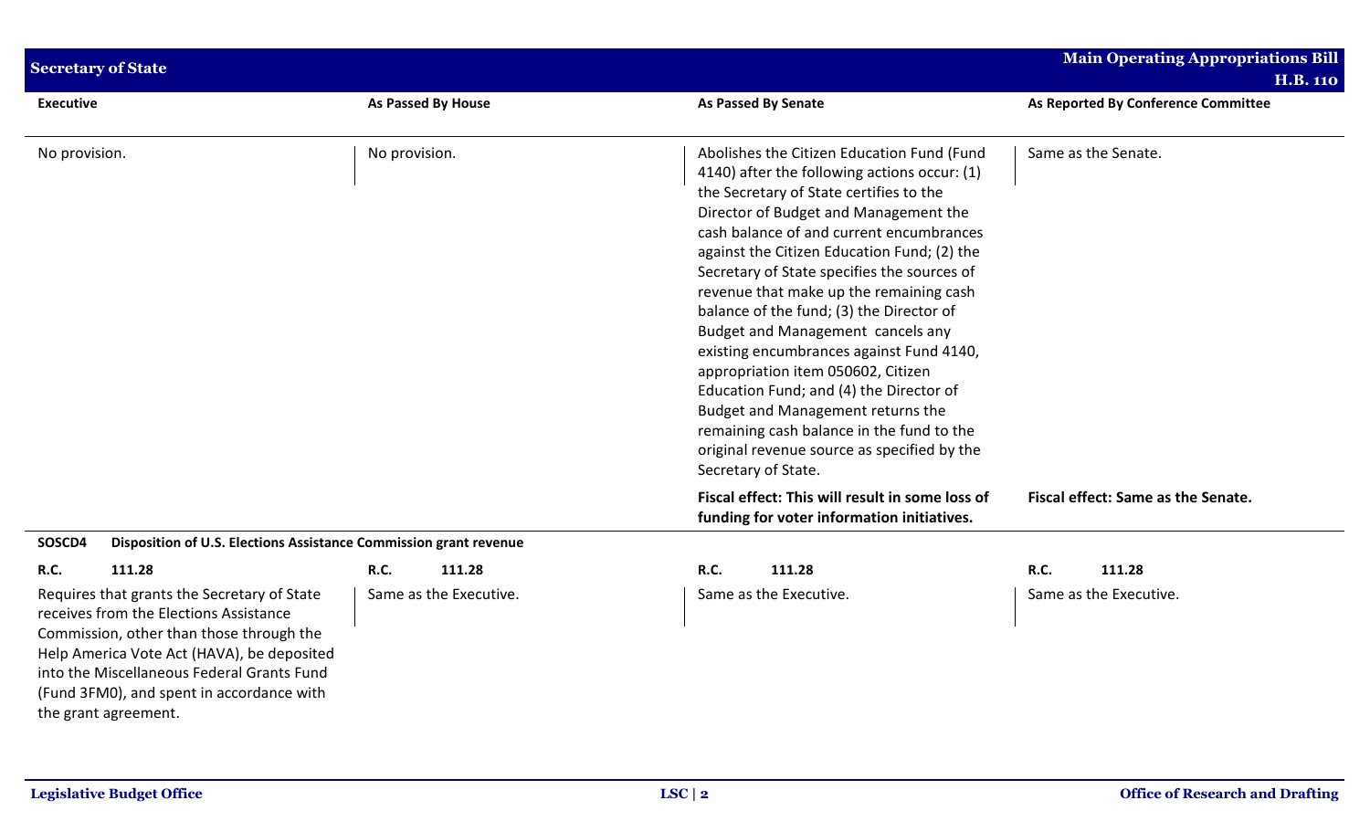| Executive | As Passed By House | As Passed By Senate | As Reported By Conference Committee |
|---|---|---|---|
| No provision. | No provision. | Abolishes the Citizen Education Fund (Fund 4140) after the following actions occur: (1) the Secretary of State certifies to the Director of Budget and Management the cash balance of and current encumbrances against the Citizen Education Fund; (2) the Secretary of State specifies the sources of revenue that make up the remaining cash balance of the fund; (3) the Director of Budget and Management cancels any existing encumbrances against Fund 4140, appropriation item 050602, Citizen Education Fund; and (4) the Director of Budget and Management returns the remaining cash balance in the fund to the original revenue source as specified by the Secretary of State. | Same as the Senate. |
| | | **Fiscal effect: This will result in some loss of funding for voter information initiatives.** | **Fiscal effect: Same as the Senate.** |
| **SOSCD4 Disposition of U.S. Elections Assistance Commission grant revenue** | | | |
| **R.C. 111.28** | **R.C. 111.28** | **R.C. 111.28** | **R.C. 111.28** |
| Requires that grants the Secretary of State receives from the Elections Assistance Commission, other than those through the Help America Vote Act (HAVA), be deposited into the Miscellaneous Federal Grants Fund (Fund 3FM0), and spent in accordance with the grant agreement. | Same as the Executive. | Same as the Executive. | Same as the Executive. |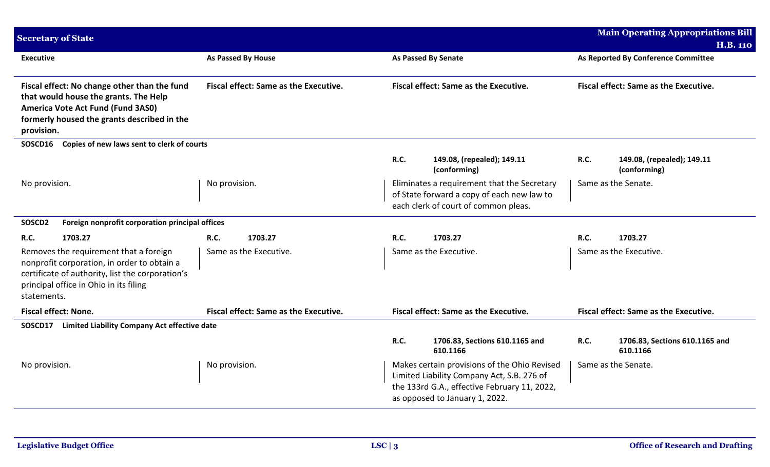| Executive | As Passed By House | As Passed By Senate | As Reported By Conference Committee |
|---|---|---|---|
| **Fiscal effect: No change other than the fund that would house the grants. The Help America Vote Act Fund (Fund 3AS0) formerly housed the grants described in the provision.** | **Fiscal effect: Same as the Executive.** | **Fiscal effect: Same as the Executive.** | **Fiscal effect: Same as the Executive.** |
| **SOSCD16 Copies of new laws sent to clerk of courts** | | | |
| | | **R.C. 149.08, (repealed); 149.11 (conforming)** | **R.C. 149.08, (repealed); 149.11 (conforming)** |
| No provision. | No provision. | Eliminates a requirement that the Secretary of State forward a copy of each new law to each clerk of court of common pleas. | Same as the Senate. |
| **SOSCD2 Foreign nonprofit corporation principal offices** | | | |
| **R.C. 1703.27** | **R.C. 1703.27** | **R.C. 1703.27** | **R.C. 1703.27** |
| Removes the requirement that a foreign nonprofit corporation, in order to obtain a certificate of authority, list the corporation's principal office in Ohio in its filing statements. | Same as the Executive. | Same as the Executive. | Same as the Executive. |
| **Fiscal effect: None.** | **Fiscal effect: Same as the Executive.** | **Fiscal effect: Same as the Executive.** | **Fiscal effect: Same as the Executive.** |
| **SOSCD17 Limited Liability Company Act effective date** | | | |
| | | **R.C. 1706.83, Sections 610.1165 and 610.1166** | **R.C. 1706.83, Sections 610.1165 and 610.1166** |
| No provision. | No provision. | Makes certain provisions of the Ohio Revised Limited Liability Company Act, S.B. 276 of the 133rd G.A., effective February 11, 2022, as opposed to January 1, 2022. | Same as the Senate. |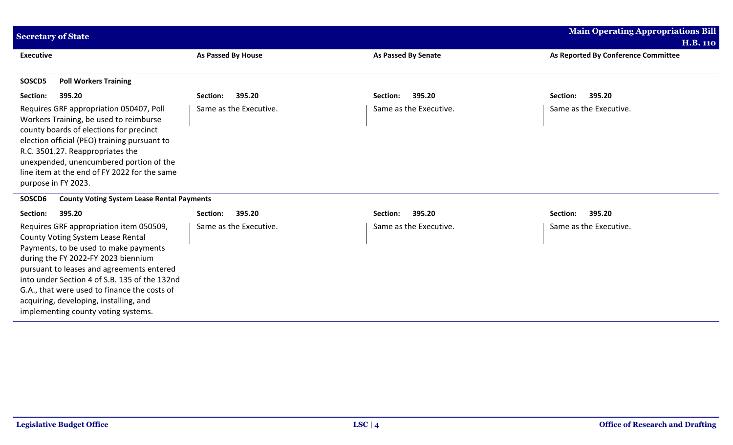| Executive | As Passed By House | As Passed By Senate | As Reported By Conference Committee |
|---|---|---|---|
| **SOSCD5 Poll Workers Training** | | | |
| **Section: 395.20** | **Section: 395.20** | **Section: 395.20** | **Section: 395.20** |
| Requires GRF appropriation 050407, Poll Workers Training, be used to reimburse county boards of elections for precinct election official (PEO) training pursuant to R.C. 3501.27. Reappropriates the unexpended, unencumbered portion of the line item at the end of FY 2022 for the same purpose in FY 2023. | Same as the Executive. | Same as the Executive. | Same as the Executive. |
| **SOSCD6 County Voting System Lease Rental Payments** | | | |
| **Section: 395.20** | **Section: 395.20** | **Section: 395.20** | **Section: 395.20** |
| Requires GRF appropriation item 050509, County Voting System Lease Rental Payments, to be used to make payments during the FY 2022-FY 2023 biennium pursuant to leases and agreements entered into under Section 4 of S.B. 135 of the 132nd G.A., that were used to finance the costs of acquiring, developing, installing, and implementing county voting systems. | Same as the Executive. | Same as the Executive. | Same as the Executive. |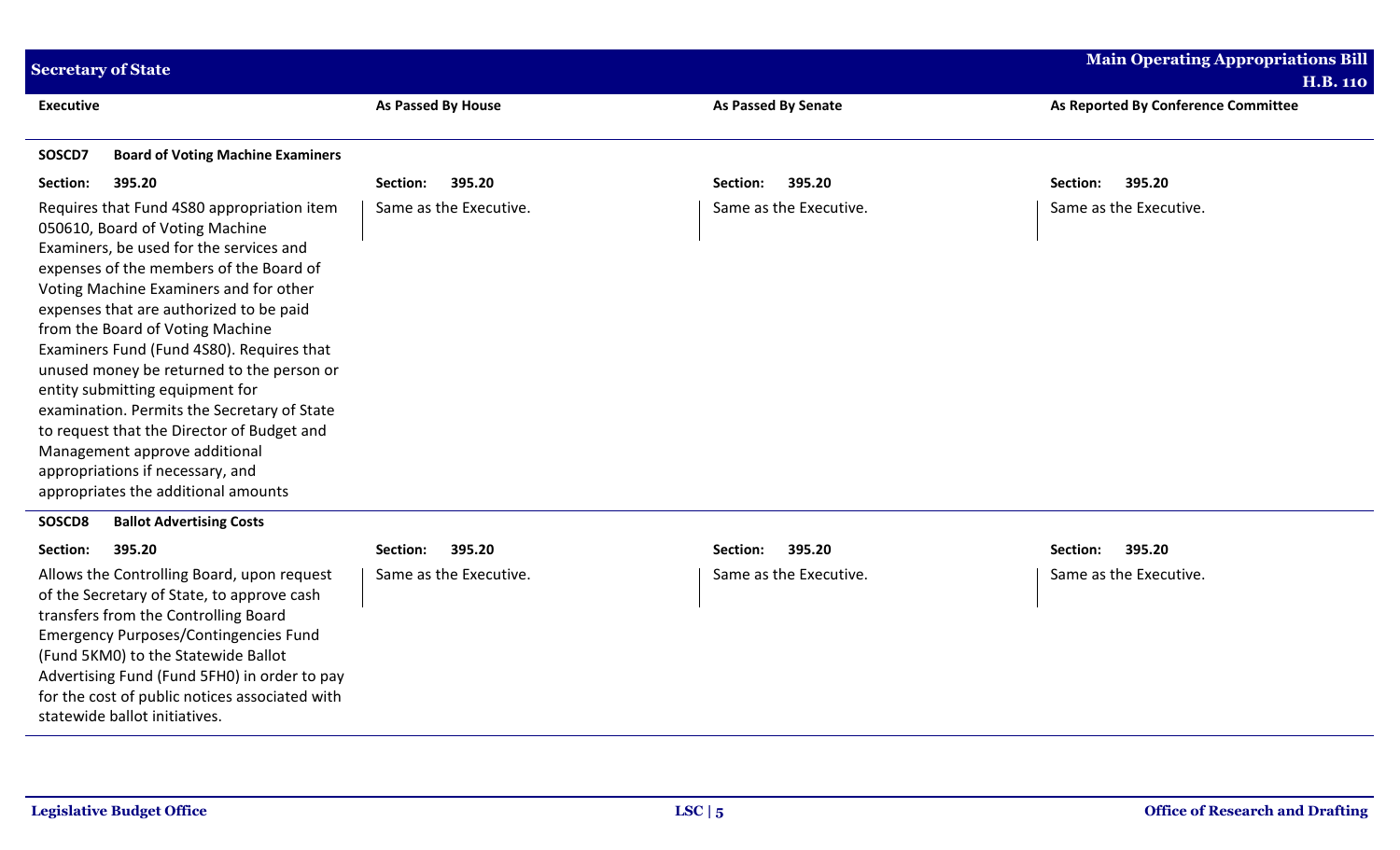| Executive | As Passed By House | As Passed By Senate | As Reported By Conference Committee |
|---|---|---|---|
| **SOSCD7 Board of Voting Machine Examiners** | | | |
| **Section: 395.20** | **Section: 395.20** | **Section: 395.20** | **Section: 395.20** |
| Requires that Fund 4S80 appropriation item 050610, Board of Voting Machine Examiners, be used for the services and expenses of the members of the Board of Voting Machine Examiners and for other expenses that are authorized to be paid from the Board of Voting Machine Examiners Fund (Fund 4S80). Requires that unused money be returned to the person or entity submitting equipment for examination. Permits the Secretary of State to request that the Director of Budget and Management approve additional appropriations if necessary, and appropriates the additional amounts | Same as the Executive. | Same as the Executive. | Same as the Executive. |
| **SOSCD8 Ballot Advertising Costs** | | | |
| **Section: 395.20** | **Section: 395.20** | **Section: 395.20** | **Section: 395.20** |
| Allows the Controlling Board, upon request of the Secretary of State, to approve cash transfers from the Controlling Board Emergency Purposes/Contingencies Fund (Fund 5KM0) to the Statewide Ballot Advertising Fund (Fund 5FH0) in order to pay for the cost of public notices associated with statewide ballot initiatives. | Same as the Executive. | Same as the Executive. | Same as the Executive. |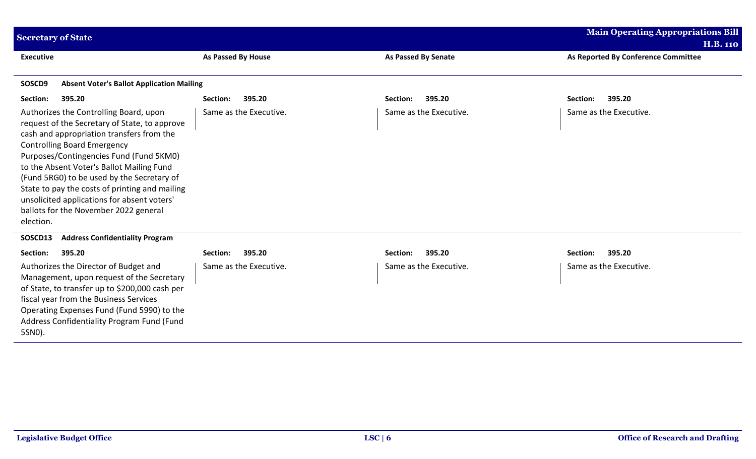| Executive | As Passed By House | As Passed By Senate | As Reported By Conference Committee |
|---|---|---|---|
| **SOSCD9 Absent Voter's Ballot Application Mailing** | | | |
| **Section: 395.20** | **Section: 395.20** | **Section: 395.20** | **Section: 395.20** |
| Authorizes the Controlling Board, upon request of the Secretary of State, to approve cash and appropriation transfers from the Controlling Board Emergency Purposes/Contingencies Fund (Fund 5KM0) to the Absent Voter's Ballot Mailing Fund (Fund 5RG0) to be used by the Secretary of State to pay the costs of printing and mailing unsolicited applications for absent voters' ballots for the November 2022 general election. | Same as the Executive. | Same as the Executive. | Same as the Executive. |
| **SOSCD13 Address Confidentiality Program** | | | |
| **Section: 395.20** | **Section: 395.20** | **Section: 395.20** | **Section: 395.20** |
| Authorizes the Director of Budget and Management, upon request of the Secretary of State, to transfer up to $200,000 cash per fiscal year from the Business Services Operating Expenses Fund (Fund 5990) to the Address Confidentiality Program Fund (Fund 5SN0). | Same as the Executive. | Same as the Executive. | Same as the Executive. |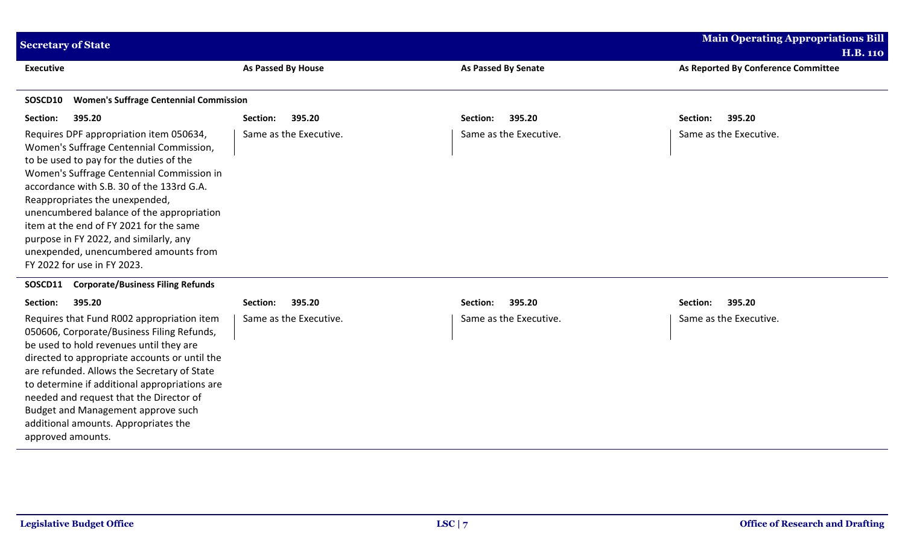| Executive | As Passed By House | As Passed By Senate | As Reported By Conference Committee |
|---|---|---|---|
| **SOSCD10 Women's Suffrage Centennial Commission** | | | |
| **Section: 395.20** | **Section: 395.20** | **Section: 395.20** | **Section: 395.20** |
| Requires DPF appropriation item 050634, Women's Suffrage Centennial Commission, to be used to pay for the duties of the Women's Suffrage Centennial Commission in accordance with S.B. 30 of the 133rd G.A. Reappropriates the unexpended, unencumbered balance of the appropriation item at the end of FY 2021 for the same purpose in FY 2022, and similarly, any unexpended, unencumbered amounts from FY 2022 for use in FY 2023. | Same as the Executive. | Same as the Executive. | Same as the Executive. |
| **SOSCD11 Corporate/Business Filing Refunds** | | | |
| **Section: 395.20** | **Section: 395.20** | **Section: 395.20** | **Section: 395.20** |
| Requires that Fund R002 appropriation item 050606, Corporate/Business Filing Refunds, be used to hold revenues until they are directed to appropriate accounts or until the are refunded. Allows the Secretary of State to determine if additional appropriations are needed and request that the Director of Budget and Management approve such additional amounts. Appropriates the approved amounts. | Same as the Executive. | Same as the Executive. | Same as the Executive. |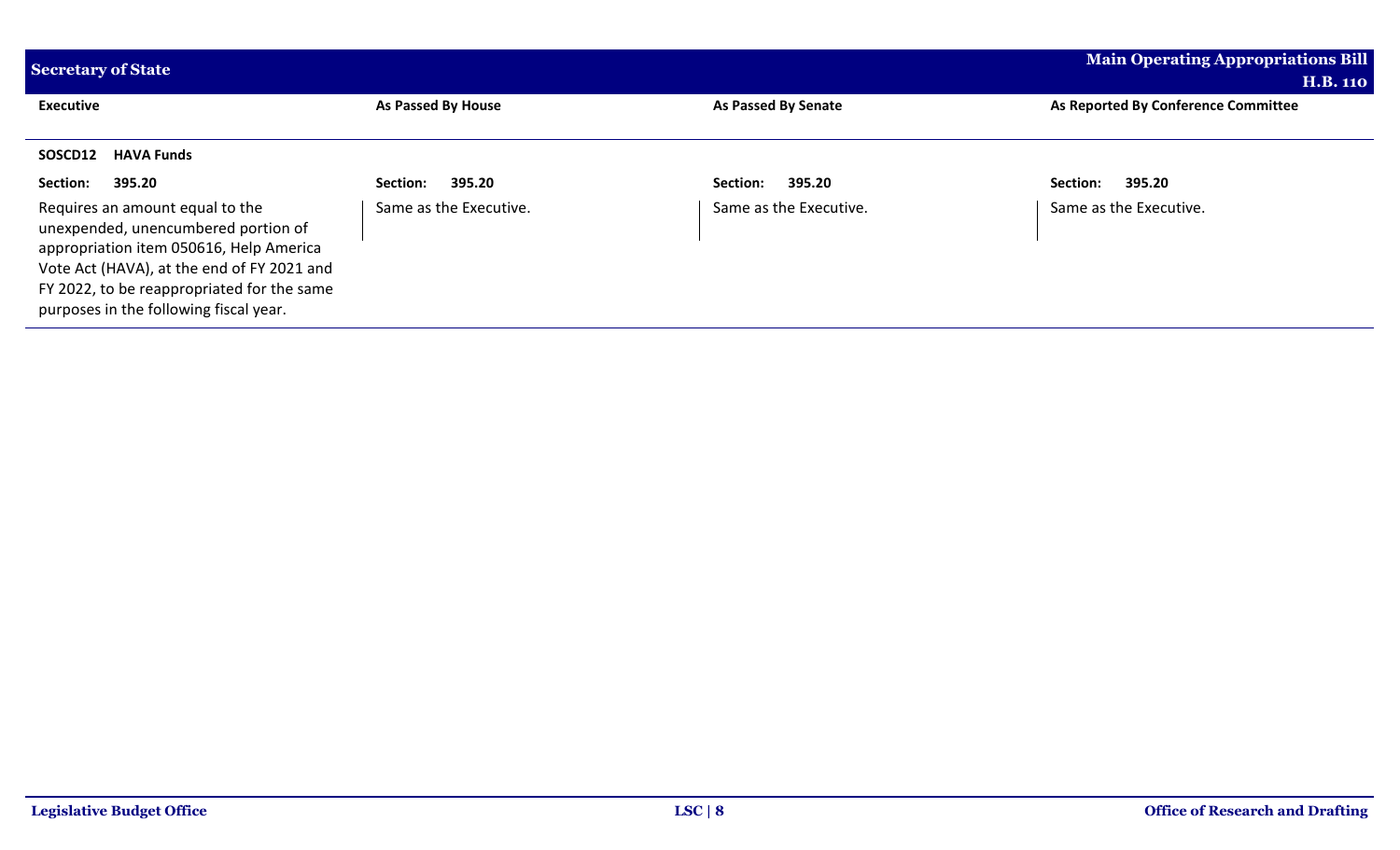| Executive | As Passed By House | As Passed By Senate | As Reported By Conference Committee |
|---|---|---|---|
| **SOSCD12 HAVA Funds** | | | |
| **Section: 395.20** | **Section: 395.20** | **Section: 395.20** | **Section: 395.20** |
| Requires an amount equal to the unexpended, unencumbered portion of appropriation item 050616, Help America Vote Act (HAVA), at the end of FY 2021 and FY 2022, to be reappropriated for the same purposes in the following fiscal year. | Same as the Executive. | Same as the Executive. | Same as the Executive. |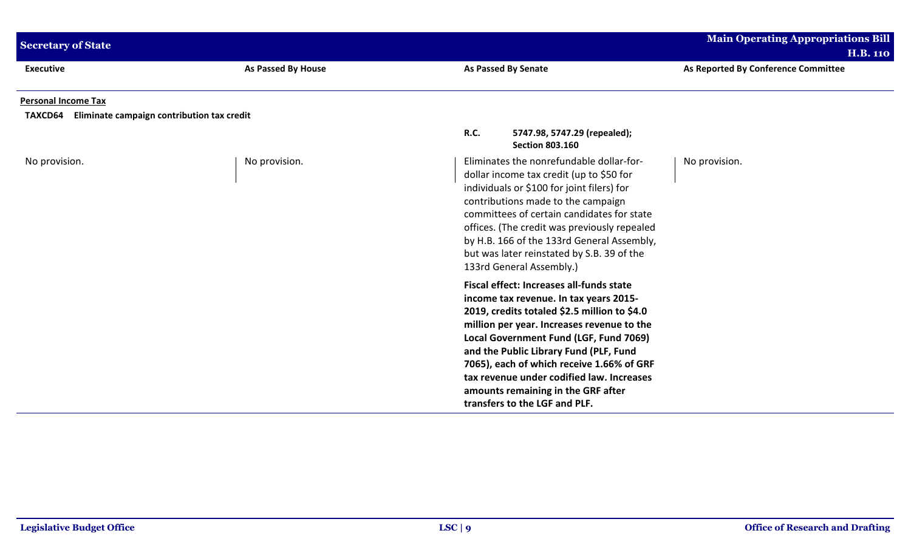| Executive | As Passed By House | As Passed By Senate | As Reported By Conference Committee |
|---|---|---|---|
| **Personal Income Tax** | | | |
| **TAXCD64 Eliminate campaign contribution tax credit** | | | |
| | | **R.C.** **5747.98, 5747.29 (repealed); Section 803.160** | |
| No provision. | No provision. | Eliminates the nonrefundable dollar-for-dollar income tax credit (up to $50 for individuals or $100 for joint filers) for contributions made to the campaign committees of certain candidates for state offices. (The credit was previously repealed by H.B. 166 of the 133rd General Assembly, but was later reinstated by S.B. 39 of the 133rd General Assembly.) | No provision. |
| | | **Fiscal effect: Increases all-funds state income tax revenue. In tax years 2015-2019, credits totaled $2.5 million to $4.0 million per year. Increases revenue to the Local Government Fund (LGF, Fund 7069) and the Public Library Fund (PLF, Fund 7065), each of which receive 1.66% of GRF tax revenue under codified law. Increases amounts remaining in the GRF after transfers to the LGF and PLF.** | |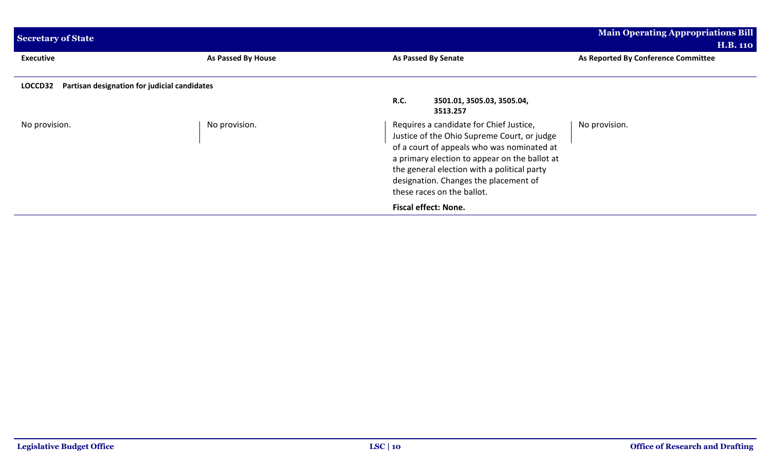| Executive | As Passed By House | As Passed By Senate | As Reported By Conference Committee |
| --- | --- | --- | --- |
| **LOCCD32 Partisan designation for judicial candidates** | | | |
| | | **R.C. 3501.01, 3505.03, 3505.04, 3513.257** | |
| No provision. | No provision. | Requires a candidate for Chief Justice, Justice of the Ohio Supreme Court, or judge of a court of appeals who was nominated at a primary election to appear on the ballot at the general election with a political party designation. Changes the placement of these races on the ballot. | No provision. |
| | | **Fiscal effect: None.** | |